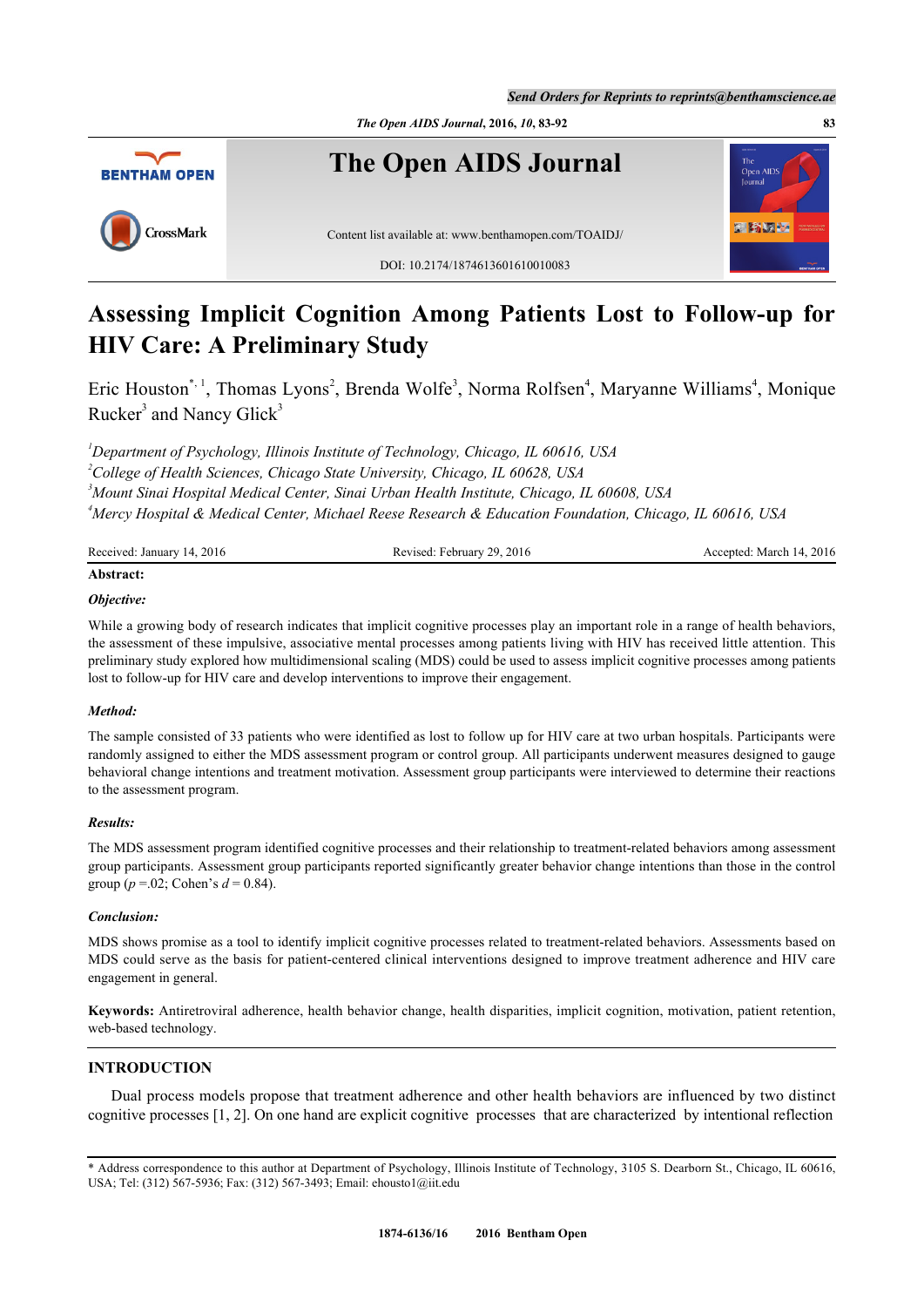# Assessing Implicit Cognition Among Patients Lost to Follow-up for HIV Care: A Preliminary Study

Eric Houston[*,1], Thomas Lyons[2], Brenda Wolfe[3], Norma Rolfsen[4], Maryanne Williams[4], Monique Rucker[3] and Nancy Glick[3]

[1]*Department of Psychology, Illinois Institute of Technology, Chicago, IL 60616, USA*
[2]*College of Health Sciences, Chicago State University, Chicago, IL 60628, USA*
[3]*Mount Sinai Hospital Medical Center, Sinai Urban Health Institute, Chicago, IL 60608, USA*
[4]*Mercy Hospital & Medical Center, Michael Reese Research & Education Foundation, Chicago, IL 60616, USA*

Received: January 14, 2016 | Revised: February 29, 2016 | Accepted: March 14, 2016

**Abstract:**

***Objective:***

While a growing body of research indicates that implicit cognitive processes play an important role in a range of health behaviors, the assessment of these impulsive, associative mental processes among patients living with HIV has received little attention. This preliminary study explored how multidimensional scaling (MDS) could be used to assess implicit cognitive processes among patients lost to follow-up for HIV care and develop interventions to improve their engagement.

***Method:***

The sample consisted of 33 patients who were identified as lost to follow up for HIV care at two urban hospitals. Participants were randomly assigned to either the MDS assessment program or control group. All participants underwent measures designed to gauge behavioral change intentions and treatment motivation. Assessment group participants were interviewed to determine their reactions to the assessment program.

***Results:***

The MDS assessment program identified cognitive processes and their relationship to treatment-related behaviors among assessment group participants. Assessment group participants reported significantly greater behavior change intentions than those in the control group ($p$ =.02; Cohen's $d$ = 0.84).

***Conclusion:***

MDS shows promise as a tool to identify implicit cognitive processes related to treatment-related behaviors. Assessments based on MDS could serve as the basis for patient-centered clinical interventions designed to improve treatment adherence and HIV care engagement in general.

**Keywords:** Antiretroviral adherence, health behavior change, health disparities, implicit cognition, motivation, patient retention, web-based technology.

## INTRODUCTION

Dual process models propose that treatment adherence and other health behaviors are influenced by two distinct cognitive processes [1, 2]. On one hand are explicit cognitive processes that are characterized by intentional reflection

\* Address correspondence to this author at Department of Psychology, Illinois Institute of Technology, 3105 S. Dearborn St., Chicago, IL 60616, USA; Tel: (312) 567-5936; Fax: (312) 567-3493; Email: ehousto1@iit.edu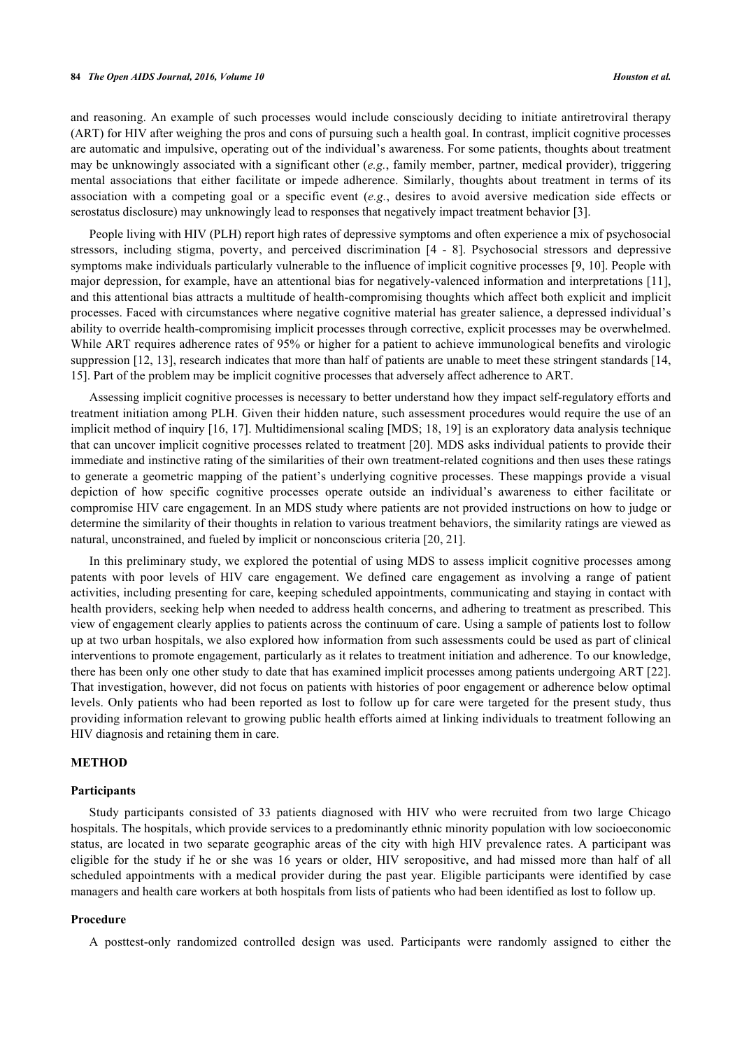and reasoning. An example of such processes would include consciously deciding to initiate antiretroviral therapy (ART) for HIV after weighing the pros and cons of pursuing such a health goal. In contrast, implicit cognitive processes are automatic and impulsive, operating out of the individual's awareness. For some patients, thoughts about treatment may be unknowingly associated with a significant other (*e.g.*, family member, partner, medical provider), triggering mental associations that either facilitate or impede adherence. Similarly, thoughts about treatment in terms of its association with a competing goal or a specific event (*e.g.*, desires to avoid aversive medication side effects or serostatus disclosure) may unknowingly lead to responses that negatively impact treatment behavior [3].

People living with HIV (PLH) report high rates of depressive symptoms and often experience a mix of psychosocial stressors, including stigma, poverty, and perceived discrimination [4 - 8]. Psychosocial stressors and depressive symptoms make individuals particularly vulnerable to the influence of implicit cognitive processes [9, 10]. People with major depression, for example, have an attentional bias for negatively-valenced information and interpretations [11], and this attentional bias attracts a multitude of health-compromising thoughts which affect both explicit and implicit processes. Faced with circumstances where negative cognitive material has greater salience, a depressed individual's ability to override health-compromising implicit processes through corrective, explicit processes may be overwhelmed. While ART requires adherence rates of 95% or higher for a patient to achieve immunological benefits and virologic suppression [12, 13], research indicates that more than half of patients are unable to meet these stringent standards [14, 15]. Part of the problem may be implicit cognitive processes that adversely affect adherence to ART.

Assessing implicit cognitive processes is necessary to better understand how they impact self-regulatory efforts and treatment initiation among PLH. Given their hidden nature, such assessment procedures would require the use of an implicit method of inquiry [16, 17]. Multidimensional scaling [MDS; 18, 19] is an exploratory data analysis technique that can uncover implicit cognitive processes related to treatment [20]. MDS asks individual patients to provide their immediate and instinctive rating of the similarities of their own treatment-related cognitions and then uses these ratings to generate a geometric mapping of the patient's underlying cognitive processes. These mappings provide a visual depiction of how specific cognitive processes operate outside an individual's awareness to either facilitate or compromise HIV care engagement. In an MDS study where patients are not provided instructions on how to judge or determine the similarity of their thoughts in relation to various treatment behaviors, the similarity ratings are viewed as natural, unconstrained, and fueled by implicit or nonconscious criteria [20, 21].

In this preliminary study, we explored the potential of using MDS to assess implicit cognitive processes among patents with poor levels of HIV care engagement. We defined care engagement as involving a range of patient activities, including presenting for care, keeping scheduled appointments, communicating and staying in contact with health providers, seeking help when needed to address health concerns, and adhering to treatment as prescribed. This view of engagement clearly applies to patients across the continuum of care. Using a sample of patients lost to follow up at two urban hospitals, we also explored how information from such assessments could be used as part of clinical interventions to promote engagement, particularly as it relates to treatment initiation and adherence. To our knowledge, there has been only one other study to date that has examined implicit processes among patients undergoing ART [22]. That investigation, however, did not focus on patients with histories of poor engagement or adherence below optimal levels. Only patients who had been reported as lost to follow up for care were targeted for the present study, thus providing information relevant to growing public health efforts aimed at linking individuals to treatment following an HIV diagnosis and retaining them in care.

## METHOD

### Participants

Study participants consisted of 33 patients diagnosed with HIV who were recruited from two large Chicago hospitals. The hospitals, which provide services to a predominantly ethnic minority population with low socioeconomic status, are located in two separate geographic areas of the city with high HIV prevalence rates. A participant was eligible for the study if he or she was 16 years or older, HIV seropositive, and had missed more than half of all scheduled appointments with a medical provider during the past year. Eligible participants were identified by case managers and health care workers at both hospitals from lists of patients who had been identified as lost to follow up.

### Procedure

A posttest-only randomized controlled design was used. Participants were randomly assigned to either the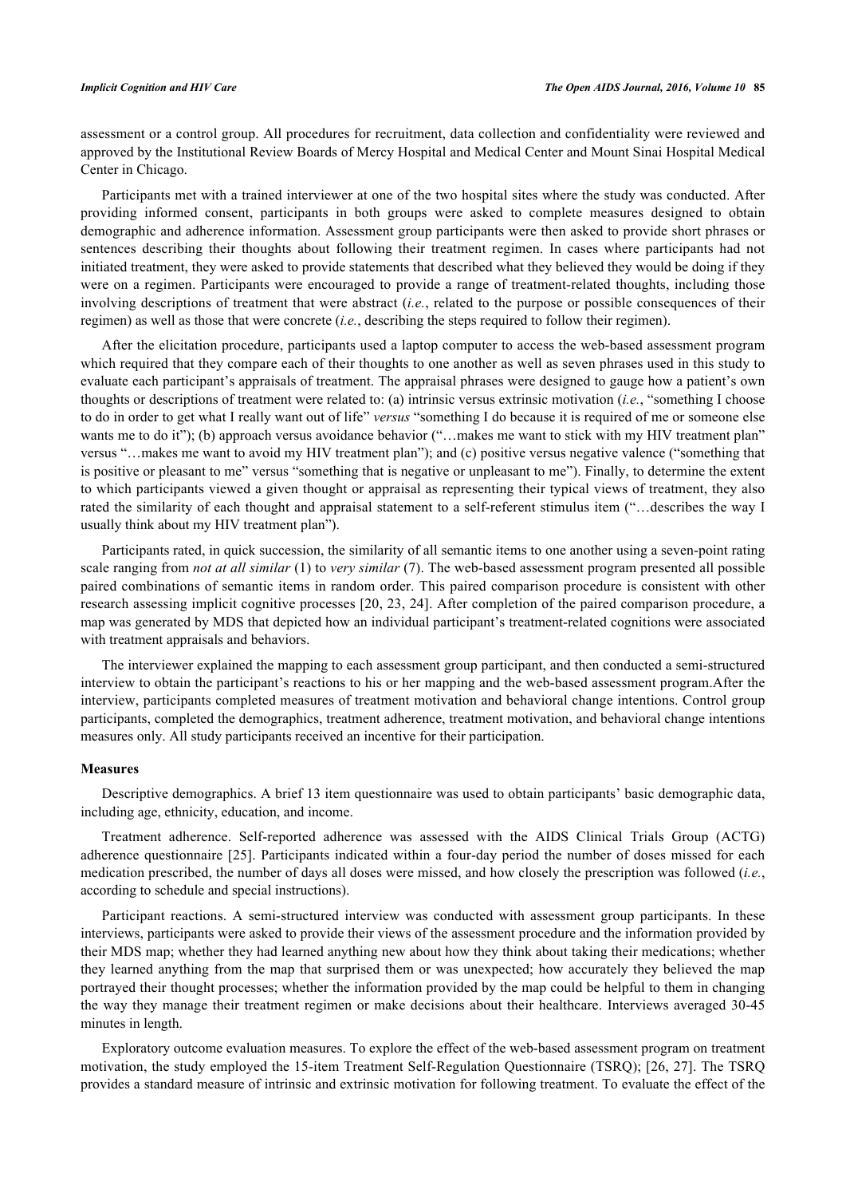assessment or a control group. All procedures for recruitment, data collection and confidentiality were reviewed and approved by the Institutional Review Boards of Mercy Hospital and Medical Center and Mount Sinai Hospital Medical Center in Chicago.

Participants met with a trained interviewer at one of the two hospital sites where the study was conducted. After providing informed consent, participants in both groups were asked to complete measures designed to obtain demographic and adherence information. Assessment group participants were then asked to provide short phrases or sentences describing their thoughts about following their treatment regimen. In cases where participants had not initiated treatment, they were asked to provide statements that described what they believed they would be doing if they were on a regimen. Participants were encouraged to provide a range of treatment-related thoughts, including those involving descriptions of treatment that were abstract (*i.e.*, related to the purpose or possible consequences of their regimen) as well as those that were concrete (*i.e.*, describing the steps required to follow their regimen).

After the elicitation procedure, participants used a laptop computer to access the web-based assessment program which required that they compare each of their thoughts to one another as well as seven phrases used in this study to evaluate each participant's appraisals of treatment. The appraisal phrases were designed to gauge how a patient's own thoughts or descriptions of treatment were related to: (a) intrinsic versus extrinsic motivation (*i.e.*, "something I choose to do in order to get what I really want out of life" *versus* "something I do because it is required of me or someone else wants me to do it"); (b) approach versus avoidance behavior ("…makes me want to stick with my HIV treatment plan" versus "…makes me want to avoid my HIV treatment plan"); and (c) positive versus negative valence ("something that is positive or pleasant to me" versus "something that is negative or unpleasant to me"). Finally, to determine the extent to which participants viewed a given thought or appraisal as representing their typical views of treatment, they also rated the similarity of each thought and appraisal statement to a self-referent stimulus item ("…describes the way I usually think about my HIV treatment plan").

Participants rated, in quick succession, the similarity of all semantic items to one another using a seven-point rating scale ranging from *not at all similar* (1) to *very similar* (7). The web-based assessment program presented all possible paired combinations of semantic items in random order. This paired comparison procedure is consistent with other research assessing implicit cognitive processes [20, 23, 24]. After completion of the paired comparison procedure, a map was generated by MDS that depicted how an individual participant's treatment-related cognitions were associated with treatment appraisals and behaviors.

The interviewer explained the mapping to each assessment group participant, and then conducted a semi-structured interview to obtain the participant's reactions to his or her mapping and the web-based assessment program.After the interview, participants completed measures of treatment motivation and behavioral change intentions. Control group participants, completed the demographics, treatment adherence, treatment motivation, and behavioral change intentions measures only. All study participants received an incentive for their participation.

### Measures

Descriptive demographics. A brief 13 item questionnaire was used to obtain participants' basic demographic data, including age, ethnicity, education, and income.

Treatment adherence. Self-reported adherence was assessed with the AIDS Clinical Trials Group (ACTG) adherence questionnaire [25]. Participants indicated within a four-day period the number of doses missed for each medication prescribed, the number of days all doses were missed, and how closely the prescription was followed (*i.e.*, according to schedule and special instructions).

Participant reactions. A semi-structured interview was conducted with assessment group participants. In these interviews, participants were asked to provide their views of the assessment procedure and the information provided by their MDS map; whether they had learned anything new about how they think about taking their medications; whether they learned anything from the map that surprised them or was unexpected; how accurately they believed the map portrayed their thought processes; whether the information provided by the map could be helpful to them in changing the way they manage their treatment regimen or make decisions about their healthcare. Interviews averaged 30-45 minutes in length.

Exploratory outcome evaluation measures. To explore the effect of the web-based assessment program on treatment motivation, the study employed the 15-item Treatment Self-Regulation Questionnaire (TSRQ); [26, 27]. The TSRQ provides a standard measure of intrinsic and extrinsic motivation for following treatment. To evaluate the effect of the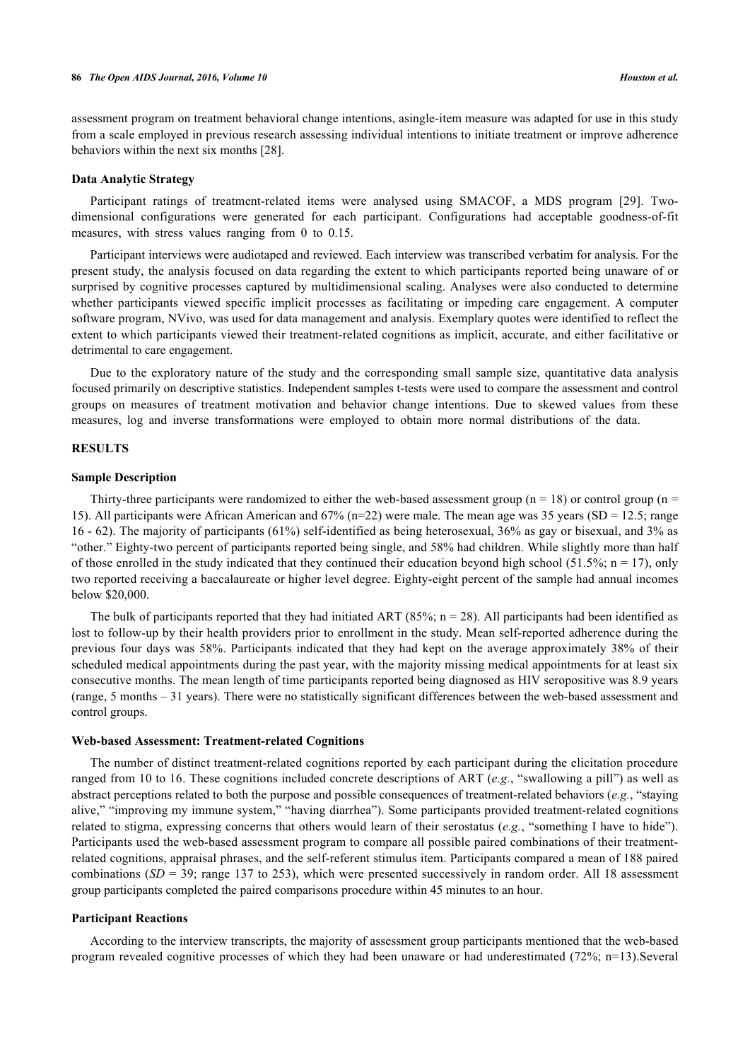assessment program on treatment behavioral change intentions, asingle-item measure was adapted for use in this study from a scale employed in previous research assessing individual intentions to initiate treatment or improve adherence behaviors within the next six months [28].

### Data Analytic Strategy

Participant ratings of treatment-related items were analysed using SMACOF, a MDS program [29]. Two-dimensional configurations were generated for each participant. Configurations had acceptable goodness-of-fit measures, with stress values ranging from 0 to 0.15.

Participant interviews were audiotaped and reviewed. Each interview was transcribed verbatim for analysis. For the present study, the analysis focused on data regarding the extent to which participants reported being unaware of or surprised by cognitive processes captured by multidimensional scaling. Analyses were also conducted to determine whether participants viewed specific implicit processes as facilitating or impeding care engagement. A computer software program, NVivo, was used for data management and analysis. Exemplary quotes were identified to reflect the extent to which participants viewed their treatment-related cognitions as implicit, accurate, and either facilitative or detrimental to care engagement.

Due to the exploratory nature of the study and the corresponding small sample size, quantitative data analysis focused primarily on descriptive statistics. Independent samples t-tests were used to compare the assessment and control groups on measures of treatment motivation and behavior change intentions. Due to skewed values from these measures, log and inverse transformations were employed to obtain more normal distributions of the data.

## RESULTS

### Sample Description

Thirty-three participants were randomized to either the web-based assessment group (n = 18) or control group (n = 15). All participants were African American and 67% (n=22) were male. The mean age was 35 years (SD = 12.5; range 16 - 62). The majority of participants (61%) self-identified as being heterosexual, 36% as gay or bisexual, and 3% as "other." Eighty-two percent of participants reported being single, and 58% had children. While slightly more than half of those enrolled in the study indicated that they continued their education beyond high school (51.5%; n = 17), only two reported receiving a baccalaureate or higher level degree. Eighty-eight percent of the sample had annual incomes below $20,000.

The bulk of participants reported that they had initiated ART (85%; n = 28). All participants had been identified as lost to follow-up by their health providers prior to enrollment in the study. Mean self-reported adherence during the previous four days was 58%. Participants indicated that they had kept on the average approximately 38% of their scheduled medical appointments during the past year, with the majority missing medical appointments for at least six consecutive months. The mean length of time participants reported being diagnosed as HIV seropositive was 8.9 years (range, 5 months – 31 years). There were no statistically significant differences between the web-based assessment and control groups.

### Web-based Assessment: Treatment-related Cognitions

The number of distinct treatment-related cognitions reported by each participant during the elicitation procedure ranged from 10 to 16. These cognitions included concrete descriptions of ART (*e.g.*, "swallowing a pill") as well as abstract perceptions related to both the purpose and possible consequences of treatment-related behaviors (*e.g.*, "staying alive," "improving my immune system," "having diarrhea"). Some participants provided treatment-related cognitions related to stigma, expressing concerns that others would learn of their serostatus (*e.g.*, "something I have to hide"). Participants used the web-based assessment program to compare all possible paired combinations of their treatment-related cognitions, appraisal phrases, and the self-referent stimulus item. Participants compared a mean of 188 paired combinations (*SD* = 39; range 137 to 253), which were presented successively in random order. All 18 assessment group participants completed the paired comparisons procedure within 45 minutes to an hour.

### Participant Reactions

According to the interview transcripts, the majority of assessment group participants mentioned that the web-based program revealed cognitive processes of which they had been unaware or had underestimated (72%; n=13).Several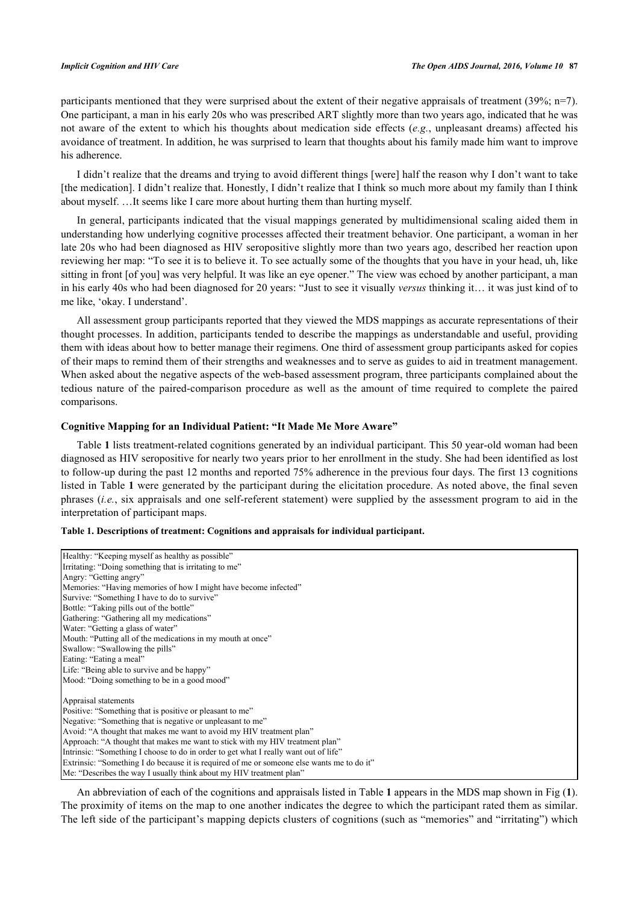participants mentioned that they were surprised about the extent of their negative appraisals of treatment (39%; n=7). One participant, a man in his early 20s who was prescribed ART slightly more than two years ago, indicated that he was not aware of the extent to which his thoughts about medication side effects (*e.g.*, unpleasant dreams) affected his avoidance of treatment. In addition, he was surprised to learn that thoughts about his family made him want to improve his adherence.

I didn't realize that the dreams and trying to avoid different things [were] half the reason why I don't want to take [the medication]. I didn't realize that. Honestly, I didn't realize that I think so much more about my family than I think about myself. …It seems like I care more about hurting them than hurting myself.

In general, participants indicated that the visual mappings generated by multidimensional scaling aided them in understanding how underlying cognitive processes affected their treatment behavior. One participant, a woman in her late 20s who had been diagnosed as HIV seropositive slightly more than two years ago, described her reaction upon reviewing her map: "To see it is to believe it. To see actually some of the thoughts that you have in your head, uh, like sitting in front [of you] was very helpful. It was like an eye opener." The view was echoed by another participant, a man in his early 40s who had been diagnosed for 20 years: "Just to see it visually *versus* thinking it… it was just kind of to me like, 'okay. I understand'.

All assessment group participants reported that they viewed the MDS mappings as accurate representations of their thought processes. In addition, participants tended to describe the mappings as understandable and useful, providing them with ideas about how to better manage their regimens. One third of assessment group participants asked for copies of their maps to remind them of their strengths and weaknesses and to serve as guides to aid in treatment management. When asked about the negative aspects of the web-based assessment program, three participants complained about the tedious nature of the paired-comparison procedure as well as the amount of time required to complete the paired comparisons.

### Cognitive Mapping for an Individual Patient: "It Made Me More Aware"

Table **1** lists treatment-related cognitions generated by an individual participant. This 50 year-old woman had been diagnosed as HIV seropositive for nearly two years prior to her enrollment in the study. She had been identified as lost to follow-up during the past 12 months and reported 75% adherence in the previous four days. The first 13 cognitions listed in Table **1** were generated by the participant during the elicitation procedure. As noted above, the final seven phrases (*i.e.*, six appraisals and one self-referent statement) were supplied by the assessment program to aid in the interpretation of participant maps.

**Table 1. Descriptions of treatment: Cognitions and appraisals for individual participant.**

| |
|---|
| Healthy: "Keeping myself as healthy as possible" |
| Irritating: "Doing something that is irritating to me" |
| Angry: "Getting angry" |
| Memories: "Having memories of how I might have become infected" |
| Survive: "Something I have to do to survive" |
| Bottle: "Taking pills out of the bottle" |
| Gathering: "Gathering all my medications" |
| Water: "Getting a glass of water" |
| Mouth: "Putting all of the medications in my mouth at once" |
| Swallow: "Swallowing the pills" |
| Eating: "Eating a meal" |
| Life: "Being able to survive and be happy" |
| Mood: "Doing something to be in a good mood" |
| |
| Appraisal statements |
| Positive: "Something that is positive or pleasant to me" |
| Negative: "Something that is negative or unpleasant to me" |
| Avoid: "A thought that makes me want to avoid my HIV treatment plan" |
| Approach: "A thought that makes me want to stick with my HIV treatment plan" |
| Intrinsic: "Something I choose to do in order to get what I really want out of life" |
| Extrinsic: "Something I do because it is required of me or someone else wants me to do it" |
| Me: "Describes the way I usually think about my HIV treatment plan" |

An abbreviation of each of the cognitions and appraisals listed in Table **1** appears in the MDS map shown in Fig (**1**). The proximity of items on the map to one another indicates the degree to which the participant rated them as similar. The left side of the participant's mapping depicts clusters of cognitions (such as "memories" and "irritating") which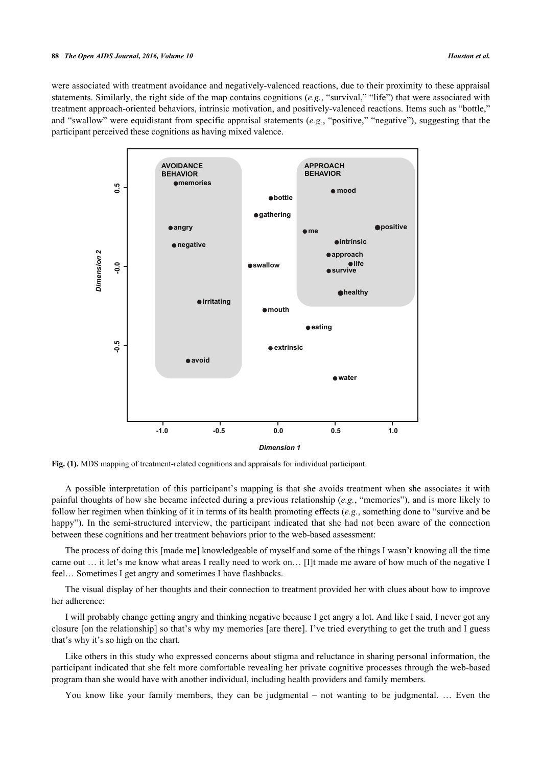were associated with treatment avoidance and negatively-valenced reactions, due to their proximity to these appraisal statements. Similarly, the right side of the map contains cognitions (*e.g.*, "survival," "life") that were associated with treatment approach-oriented behaviors, intrinsic motivation, and positively-valenced reactions. Items such as "bottle," and "swallow" were equidistant from specific appraisal statements (*e.g.*, "positive," "negative"), suggesting that the participant perceived these cognitions as having mixed valence.

**Fig. (1).** MDS mapping of treatment-related cognitions and appraisals for individual participant.

A possible interpretation of this participant's mapping is that she avoids treatment when she associates it with painful thoughts of how she became infected during a previous relationship (*e.g.*, "memories"), and is more likely to follow her regimen when thinking of it in terms of its health promoting effects (*e.g.*, something done to "survive and be happy"). In the semi-structured interview, the participant indicated that she had not been aware of the connection between these cognitions and her treatment behaviors prior to the web-based assessment:

The process of doing this [made me] knowledgeable of myself and some of the things I wasn't knowing all the time came out … it let's me know what areas I really need to work on… [I]t made me aware of how much of the negative I feel… Sometimes I get angry and sometimes I have flashbacks.

The visual display of her thoughts and their connection to treatment provided her with clues about how to improve her adherence:

I will probably change getting angry and thinking negative because I get angry a lot. And like I said, I never got any closure [on the relationship] so that's why my memories [are there]. I've tried everything to get the truth and I guess that's why it's so high on the chart.

Like others in this study who expressed concerns about stigma and reluctance in sharing personal information, the participant indicated that she felt more comfortable revealing her private cognitive processes through the web-based program than she would have with another individual, including health providers and family members.

You know like your family members, they can be judgmental – not wanting to be judgmental. … Even the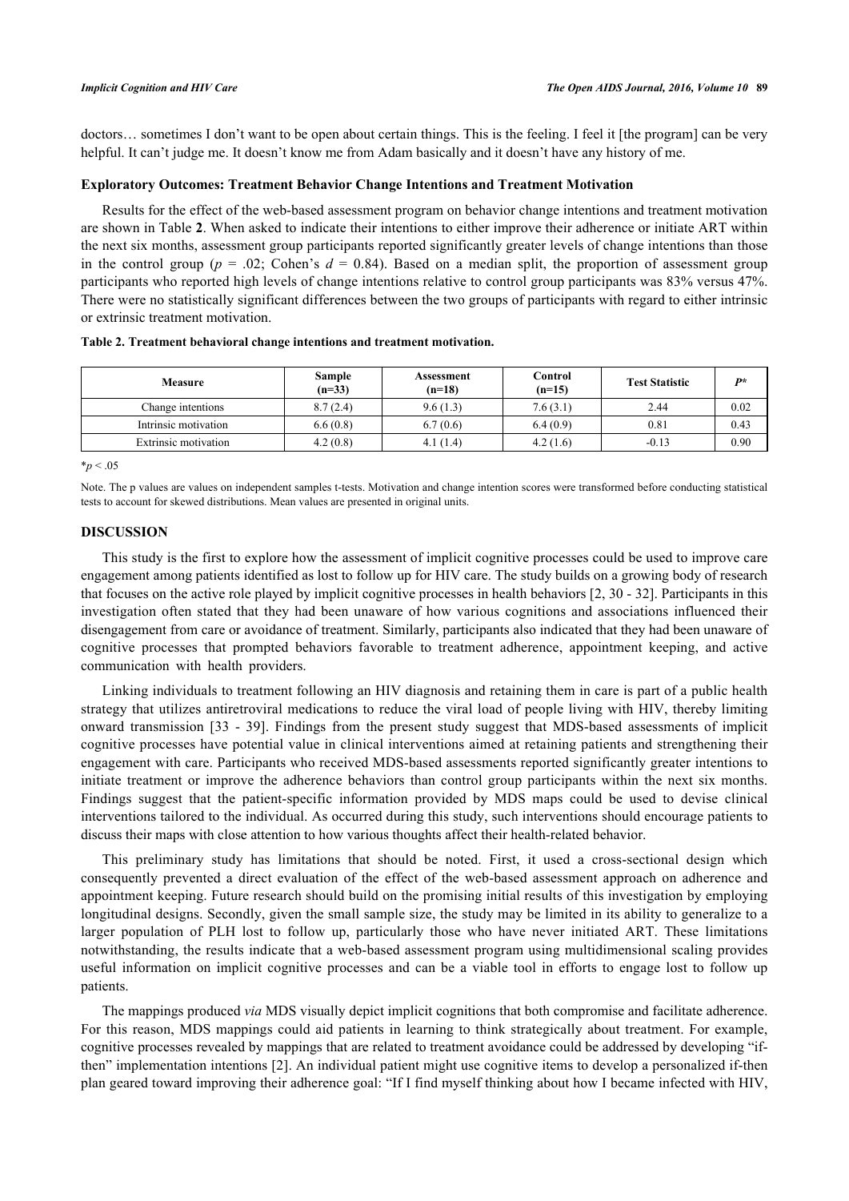doctors… sometimes I don't want to be open about certain things. This is the feeling. I feel it [the program] can be very helpful. It can't judge me. It doesn't know me from Adam basically and it doesn't have any history of me.

### Exploratory Outcomes: Treatment Behavior Change Intentions and Treatment Motivation

Results for the effect of the web-based assessment program on behavior change intentions and treatment motivation are shown in Table **2**. When asked to indicate their intentions to either improve their adherence or initiate ART within the next six months, assessment group participants reported significantly greater levels of change intentions than those in the control group ($p$ = .02; Cohen's $d$ = 0.84). Based on a median split, the proportion of assessment group participants who reported high levels of change intentions relative to control group participants was 83% versus 47%. There were no statistically significant differences between the two groups of participants with regard to either intrinsic or extrinsic treatment motivation.

**Table 2. Treatment behavioral change intentions and treatment motivation.**

| Measure | Sample (n=33) | Assessment (n=18) | Control (n=15) | Test Statistic | *P** |
|---|---|---|---|---|---|
| Change intentions | 8.7 (2.4) | 9.6 (1.3) | 7.6 (3.1) | 2.44 | 0.02 |
| Intrinsic motivation | 6.6 (0.8) | 6.7 (0.6) | 6.4 (0.9) | 0.81 | 0.43 |
| Extrinsic motivation | 4.2 (0.8) | 4.1 (1.4) | 4.2 (1.6) | -0.13 | 0.90 |

*$p$ < .05

Note. The p values are values on independent samples t-tests. Motivation and change intention scores were transformed before conducting statistical tests to account for skewed distributions. Mean values are presented in original units.

## DISCUSSION

This study is the first to explore how the assessment of implicit cognitive processes could be used to improve care engagement among patients identified as lost to follow up for HIV care. The study builds on a growing body of research that focuses on the active role played by implicit cognitive processes in health behaviors [2, 30 - 32]. Participants in this investigation often stated that they had been unaware of how various cognitions and associations influenced their disengagement from care or avoidance of treatment. Similarly, participants also indicated that they had been unaware of cognitive processes that prompted behaviors favorable to treatment adherence, appointment keeping, and active communication with health providers.

Linking individuals to treatment following an HIV diagnosis and retaining them in care is part of a public health strategy that utilizes antiretroviral medications to reduce the viral load of people living with HIV, thereby limiting onward transmission [33 - 39]. Findings from the present study suggest that MDS-based assessments of implicit cognitive processes have potential value in clinical interventions aimed at retaining patients and strengthening their engagement with care. Participants who received MDS-based assessments reported significantly greater intentions to initiate treatment or improve the adherence behaviors than control group participants within the next six months. Findings suggest that the patient-specific information provided by MDS maps could be used to devise clinical interventions tailored to the individual. As occurred during this study, such interventions should encourage patients to discuss their maps with close attention to how various thoughts affect their health-related behavior.

This preliminary study has limitations that should be noted. First, it used a cross-sectional design which consequently prevented a direct evaluation of the effect of the web-based assessment approach on adherence and appointment keeping. Future research should build on the promising initial results of this investigation by employing longitudinal designs. Secondly, given the small sample size, the study may be limited in its ability to generalize to a larger population of PLH lost to follow up, particularly those who have never initiated ART. These limitations notwithstanding, the results indicate that a web-based assessment program using multidimensional scaling provides useful information on implicit cognitive processes and can be a viable tool in efforts to engage lost to follow up patients.

The mappings produced *via* MDS visually depict implicit cognitions that both compromise and facilitate adherence. For this reason, MDS mappings could aid patients in learning to think strategically about treatment. For example, cognitive processes revealed by mappings that are related to treatment avoidance could be addressed by developing "if-then" implementation intentions [2]. An individual patient might use cognitive items to develop a personalized if-then plan geared toward improving their adherence goal: "If I find myself thinking about how I became infected with HIV,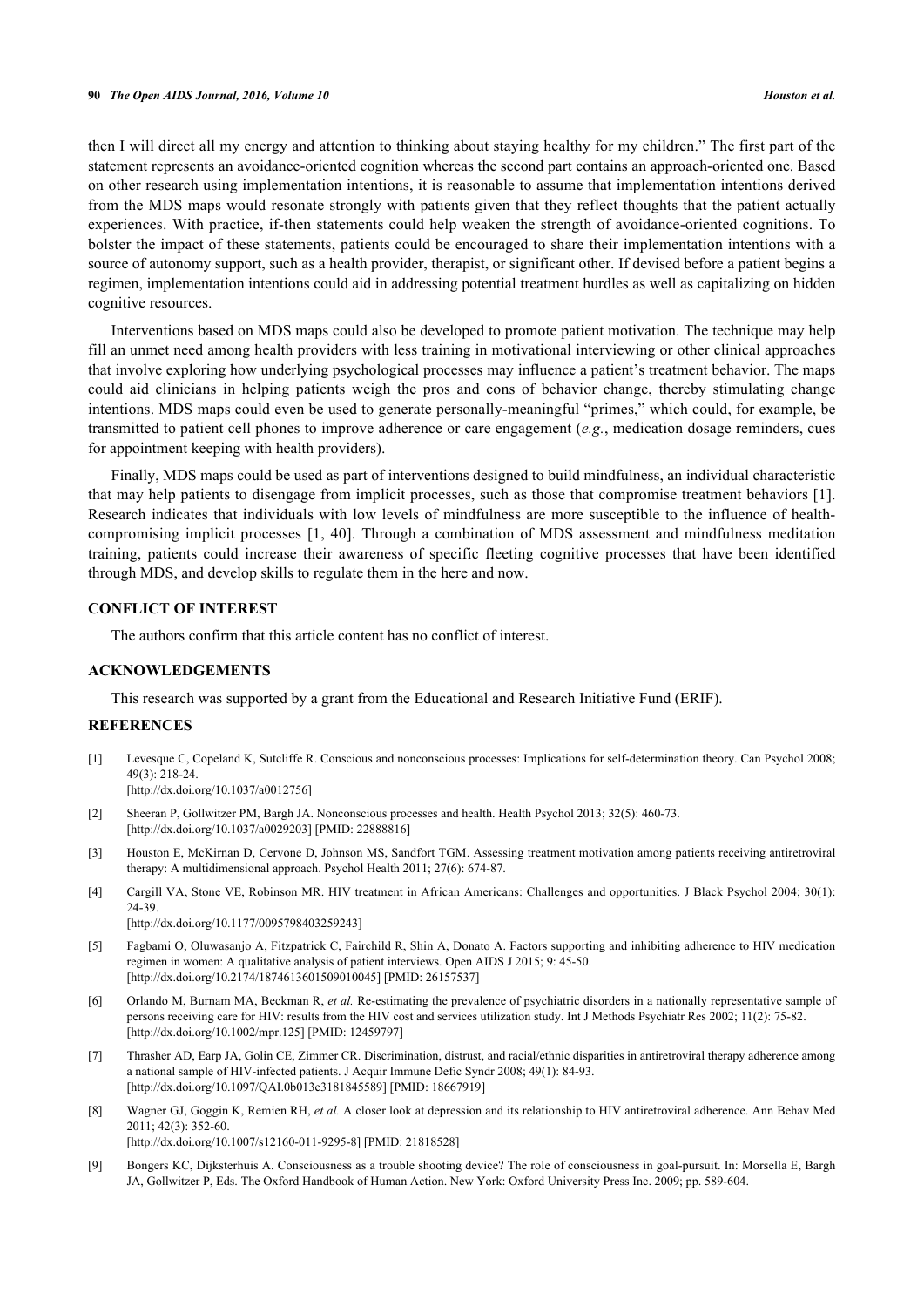then I will direct all my energy and attention to thinking about staying healthy for my children." The first part of the statement represents an avoidance-oriented cognition whereas the second part contains an approach-oriented one. Based on other research using implementation intentions, it is reasonable to assume that implementation intentions derived from the MDS maps would resonate strongly with patients given that they reflect thoughts that the patient actually experiences. With practice, if-then statements could help weaken the strength of avoidance-oriented cognitions. To bolster the impact of these statements, patients could be encouraged to share their implementation intentions with a source of autonomy support, such as a health provider, therapist, or significant other. If devised before a patient begins a regimen, implementation intentions could aid in addressing potential treatment hurdles as well as capitalizing on hidden cognitive resources.

Interventions based on MDS maps could also be developed to promote patient motivation. The technique may help fill an unmet need among health providers with less training in motivational interviewing or other clinical approaches that involve exploring how underlying psychological processes may influence a patient's treatment behavior. The maps could aid clinicians in helping patients weigh the pros and cons of behavior change, thereby stimulating change intentions. MDS maps could even be used to generate personally-meaningful "primes," which could, for example, be transmitted to patient cell phones to improve adherence or care engagement (*e.g.*, medication dosage reminders, cues for appointment keeping with health providers).

Finally, MDS maps could be used as part of interventions designed to build mindfulness, an individual characteristic that may help patients to disengage from implicit processes, such as those that compromise treatment behaviors [1]. Research indicates that individuals with low levels of mindfulness are more susceptible to the influence of health-compromising implicit processes [1, 40]. Through a combination of MDS assessment and mindfulness meditation training, patients could increase their awareness of specific fleeting cognitive processes that have been identified through MDS, and develop skills to regulate them in the here and now.

## CONFLICT OF INTEREST

The authors confirm that this article content has no conflict of interest.

## ACKNOWLEDGEMENTS

This research was supported by a grant from the Educational and Research Initiative Fund (ERIF).

## REFERENCES

[1] Levesque C, Copeland K, Sutcliffe R. Conscious and nonconscious processes: Implications for self-determination theory. Can Psychol 2008; 49(3): 218-24. [http://dx.doi.org/10.1037/a0012756]

[2] Sheeran P, Gollwitzer PM, Bargh JA. Nonconscious processes and health. Health Psychol 2013; 32(5): 460-73. [http://dx.doi.org/10.1037/a0029203] [PMID: 22888816]

[3] Houston E, McKirnan D, Cervone D, Johnson MS, Sandfort TGM. Assessing treatment motivation among patients receiving antiretroviral therapy: A multidimensional approach. Psychol Health 2011; 27(6): 674-87.

[4] Cargill VA, Stone VE, Robinson MR. HIV treatment in African Americans: Challenges and opportunities. J Black Psychol 2004; 30(1): 24-39. [http://dx.doi.org/10.1177/0095798403259243]

[5] Fagbami O, Oluwasanjo A, Fitzpatrick C, Fairchild R, Shin A, Donato A. Factors supporting and inhibiting adherence to HIV medication regimen in women: A qualitative analysis of patient interviews. Open AIDS J 2015; 9: 45-50. [http://dx.doi.org/10.2174/1874613601509010045] [PMID: 26157537]

[6] Orlando M, Burnam MA, Beckman R, *et al.* Re-estimating the prevalence of psychiatric disorders in a nationally representative sample of persons receiving care for HIV: results from the HIV cost and services utilization study. Int J Methods Psychiatr Res 2002; 11(2): 75-82. [http://dx.doi.org/10.1002/mpr.125] [PMID: 12459797]

[7] Thrasher AD, Earp JA, Golin CE, Zimmer CR. Discrimination, distrust, and racial/ethnic disparities in antiretroviral therapy adherence among a national sample of HIV-infected patients. J Acquir Immune Defic Syndr 2008; 49(1): 84-93. [http://dx.doi.org/10.1097/QAI.0b013e3181845589] [PMID: 18667919]

[8] Wagner GJ, Goggin K, Remien RH, *et al.* A closer look at depression and its relationship to HIV antiretroviral adherence. Ann Behav Med 2011; 42(3): 352-60. [http://dx.doi.org/10.1007/s12160-011-9295-8] [PMID: 21818528]

[9] Bongers KC, Dijksterhuis A. Consciousness as a trouble shooting device? The role of consciousness in goal-pursuit. In: Morsella E, Bargh JA, Gollwitzer P, Eds. The Oxford Handbook of Human Action. New York: Oxford University Press Inc. 2009; pp. 589-604.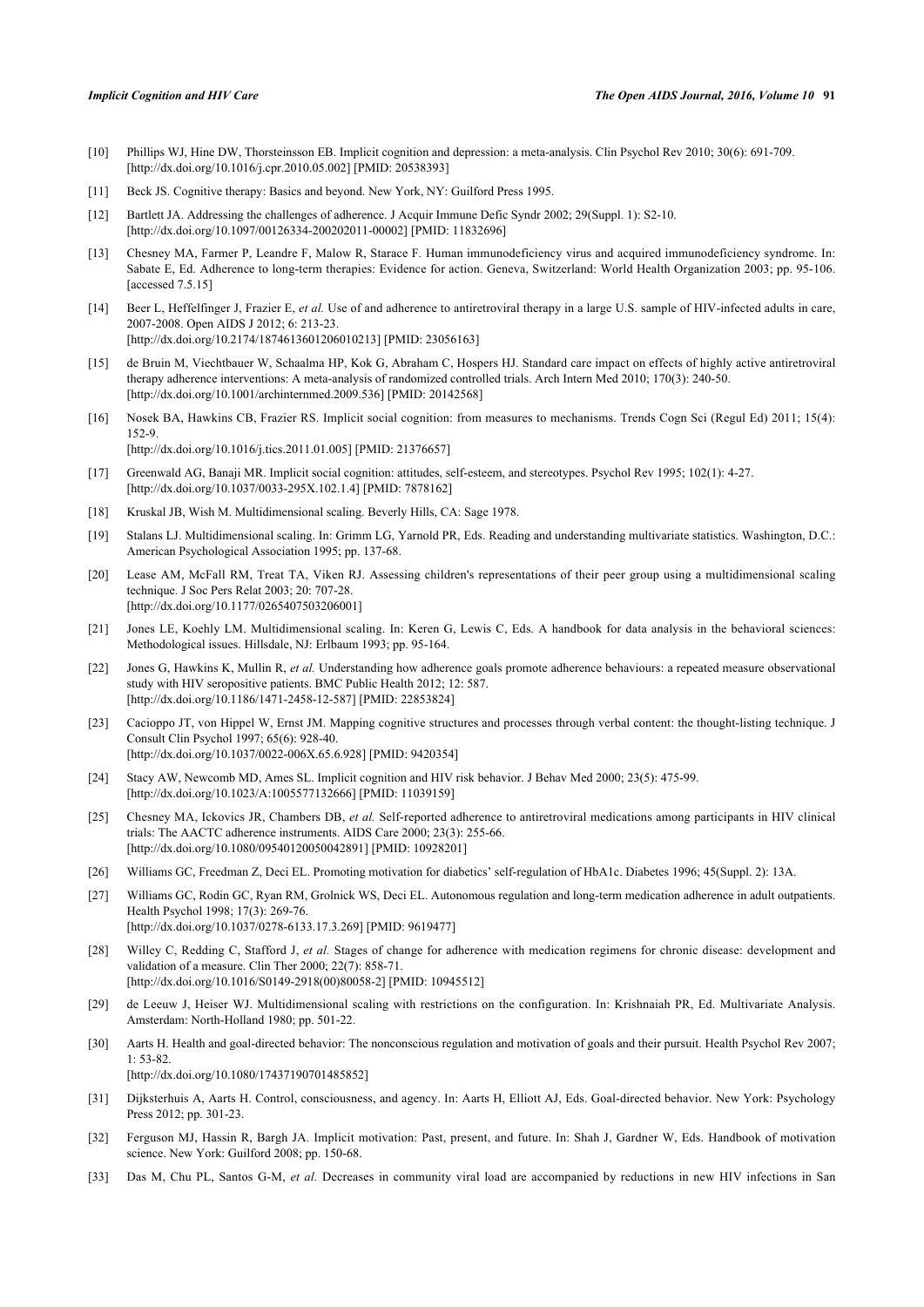[10] Phillips WJ, Hine DW, Thorsteinsson EB. Implicit cognition and depression: a meta-analysis. Clin Psychol Rev 2010; 30(6): 691-709. [http://dx.doi.org/10.1016/j.cpr.2010.05.002] [PMID: 20538393]

[11] Beck JS. Cognitive therapy: Basics and beyond. New York, NY: Guilford Press 1995.

[12] Bartlett JA. Addressing the challenges of adherence. J Acquir Immune Defic Syndr 2002; 29(Suppl. 1): S2-10. [http://dx.doi.org/10.1097/00126334-200202011-00002] [PMID: 11832696]

[13] Chesney MA, Farmer P, Leandre F, Malow R, Starace F. Human immunodeficiency virus and acquired immunodeficiency syndrome. In: Sabate E, Ed. Adherence to long-term therapies: Evidence for action. Geneva, Switzerland: World Health Organization 2003; pp. 95-106. [accessed 7.5.15]

[14] Beer L, Heffelfinger J, Frazier E, *et al.* Use of and adherence to antiretroviral therapy in a large U.S. sample of HIV-infected adults in care, 2007-2008. Open AIDS J 2012; 6: 213-23. [http://dx.doi.org/10.2174/1874613601206010213] [PMID: 23056163]

[15] de Bruin M, Viechtbauer W, Schaalma HP, Kok G, Abraham C, Hospers HJ. Standard care impact on effects of highly active antiretroviral therapy adherence interventions: A meta-analysis of randomized controlled trials. Arch Intern Med 2010; 170(3): 240-50. [http://dx.doi.org/10.1001/archinternmed.2009.536] [PMID: 20142568]

[16] Nosek BA, Hawkins CB, Frazier RS. Implicit social cognition: from measures to mechanisms. Trends Cogn Sci (Regul Ed) 2011; 15(4): 152-9. [http://dx.doi.org/10.1016/j.tics.2011.01.005] [PMID: 21376657]

[17] Greenwald AG, Banaji MR. Implicit social cognition: attitudes, self-esteem, and stereotypes. Psychol Rev 1995; 102(1): 4-27. [http://dx.doi.org/10.1037/0033-295X.102.1.4] [PMID: 7878162]

[18] Kruskal JB, Wish M. Multidimensional scaling. Beverly Hills, CA: Sage 1978.

[19] Stalans LJ. Multidimensional scaling. In: Grimm LG, Yarnold PR, Eds. Reading and understanding multivariate statistics. Washington, D.C.: American Psychological Association 1995; pp. 137-68.

[20] Lease AM, McFall RM, Treat TA, Viken RJ. Assessing children's representations of their peer group using a multidimensional scaling technique. J Soc Pers Relat 2003; 20: 707-28. [http://dx.doi.org/10.1177/0265407503206001]

[21] Jones LE, Koehly LM. Multidimensional scaling. In: Keren G, Lewis C, Eds. A handbook for data analysis in the behavioral sciences: Methodological issues. Hillsdale, NJ: Erlbaum 1993; pp. 95-164.

[22] Jones G, Hawkins K, Mullin R, *et al.* Understanding how adherence goals promote adherence behaviours: a repeated measure observational study with HIV seropositive patients. BMC Public Health 2012; 12: 587. [http://dx.doi.org/10.1186/1471-2458-12-587] [PMID: 22853824]

[23] Cacioppo JT, von Hippel W, Ernst JM. Mapping cognitive structures and processes through verbal content: the thought-listing technique. J Consult Clin Psychol 1997; 65(6): 928-40. [http://dx.doi.org/10.1037/0022-006X.65.6.928] [PMID: 9420354]

[24] Stacy AW, Newcomb MD, Ames SL. Implicit cognition and HIV risk behavior. J Behav Med 2000; 23(5): 475-99. [http://dx.doi.org/10.1023/A:1005577132666] [PMID: 11039159]

[25] Chesney MA, Ickovics JR, Chambers DB, *et al.* Self-reported adherence to antiretroviral medications among participants in HIV clinical trials: The AACTC adherence instruments. AIDS Care 2000; 23(3): 255-66. [http://dx.doi.org/10.1080/09540120050042891] [PMID: 10928201]

[26] Williams GC, Freedman Z, Deci EL. Promoting motivation for diabetics' self-regulation of HbA1c. Diabetes 1996; 45(Suppl. 2): 13A.

[27] Williams GC, Rodin GC, Ryan RM, Grolnick WS, Deci EL. Autonomous regulation and long-term medication adherence in adult outpatients. Health Psychol 1998; 17(3): 269-76. [http://dx.doi.org/10.1037/0278-6133.17.3.269] [PMID: 9619477]

[28] Willey C, Redding C, Stafford J, *et al.* Stages of change for adherence with medication regimens for chronic disease: development and validation of a measure. Clin Ther 2000; 22(7): 858-71. [http://dx.doi.org/10.1016/S0149-2918(00)80058-2] [PMID: 10945512]

[29] de Leeuw J, Heiser WJ. Multidimensional scaling with restrictions on the configuration. In: Krishnaiah PR, Ed. Multivariate Analysis. Amsterdam: North-Holland 1980; pp. 501-22.

[30] Aarts H. Health and goal-directed behavior: The nonconscious regulation and motivation of goals and their pursuit. Health Psychol Rev 2007; 1: 53-82. [http://dx.doi.org/10.1080/17437190701485852]

[31] Dijksterhuis A, Aarts H. Control, consciousness, and agency. In: Aarts H, Elliott AJ, Eds. Goal-directed behavior. New York: Psychology Press 2012; pp. 301-23.

[32] Ferguson MJ, Hassin R, Bargh JA. Implicit motivation: Past, present, and future. In: Shah J, Gardner W, Eds. Handbook of motivation science. New York: Guilford 2008; pp. 150-68.

[33] Das M, Chu PL, Santos G-M, *et al.* Decreases in community viral load are accompanied by reductions in new HIV infections in San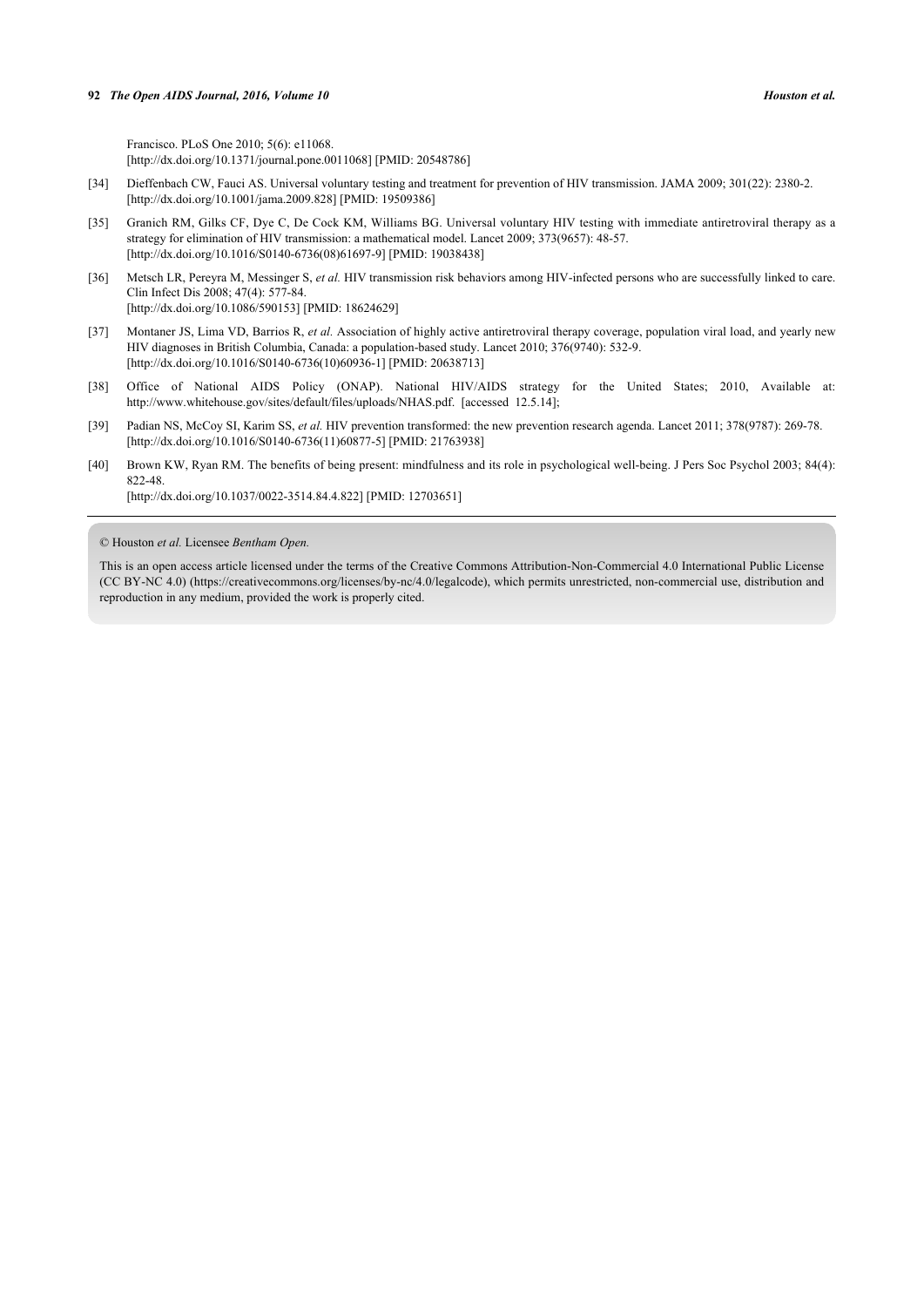Francisco. PLoS One 2010; 5(6): e11068.
[http://dx.doi.org/10.1371/journal.pone.0011068] [PMID: 20548786]

[34] Dieffenbach CW, Fauci AS. Universal voluntary testing and treatment for prevention of HIV transmission. JAMA 2009; 301(22): 2380-2.
[http://dx.doi.org/10.1001/jama.2009.828] [PMID: 19509386]

[35] Granich RM, Gilks CF, Dye C, De Cock KM, Williams BG. Universal voluntary HIV testing with immediate antiretroviral therapy as a strategy for elimination of HIV transmission: a mathematical model. Lancet 2009; 373(9657): 48-57.
[http://dx.doi.org/10.1016/S0140-6736(08)61697-9] [PMID: 19038438]

[36] Metsch LR, Pereyra M, Messinger S, *et al.* HIV transmission risk behaviors among HIV-infected persons who are successfully linked to care. Clin Infect Dis 2008; 47(4): 577-84.
[http://dx.doi.org/10.1086/590153] [PMID: 18624629]

[37] Montaner JS, Lima VD, Barrios R, *et al.* Association of highly active antiretroviral therapy coverage, population viral load, and yearly new HIV diagnoses in British Columbia, Canada: a population-based study. Lancet 2010; 376(9740): 532-9.
[http://dx.doi.org/10.1016/S0140-6736(10)60936-1] [PMID: 20638713]

[38] Office of National AIDS Policy (ONAP). National HIV/AIDS strategy for the United States; 2010, Available at: http://www.whitehouse.gov/sites/default/files/uploads/NHAS.pdf. [accessed 12.5.14];

[39] Padian NS, McCoy SI, Karim SS, *et al.* HIV prevention transformed: the new prevention research agenda. Lancet 2011; 378(9787): 269-78.
[http://dx.doi.org/10.1016/S0140-6736(11)60877-5] [PMID: 21763938]

[40] Brown KW, Ryan RM. The benefits of being present: mindfulness and its role in psychological well-being. J Pers Soc Psychol 2003; 84(4): 822-48.
[http://dx.doi.org/10.1037/0022-3514.84.4.822] [PMID: 12703651]

---

© Houston *et al.* Licensee *Bentham Open.*

This is an open access article licensed under the terms of the Creative Commons Attribution-Non-Commercial 4.0 International Public License (CC BY-NC 4.0) (https://creativecommons.org/licenses/by-nc/4.0/legalcode), which permits unrestricted, non-commercial use, distribution and reproduction in any medium, provided the work is properly cited.